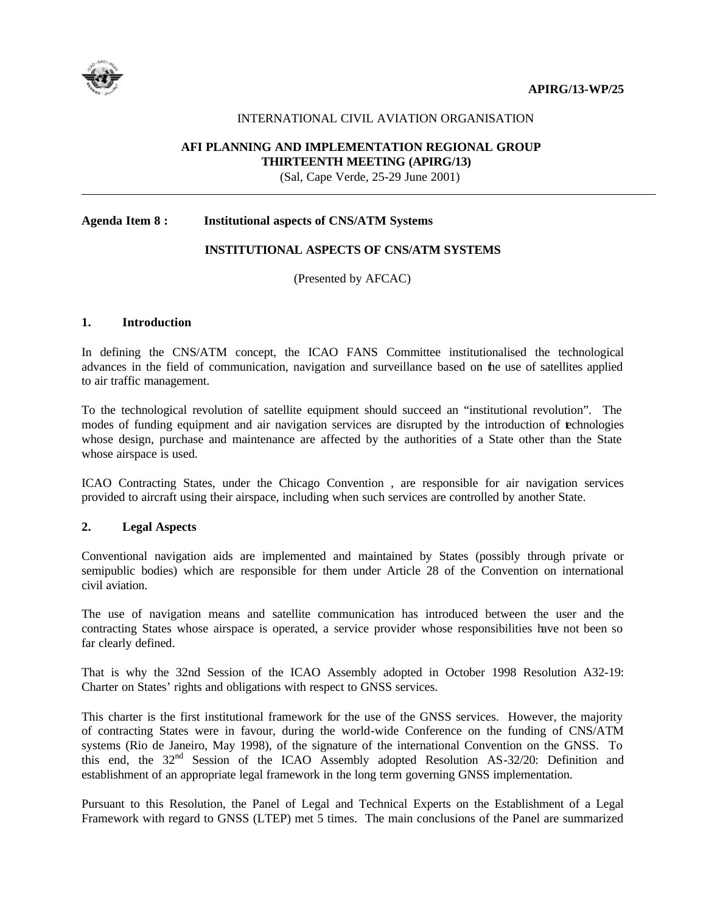APIRG/13-WP/25

INTERNATIONAL CIVIL AVIATION ORGANISATION

**AFI PLANNING AND IMPLEMENTATION REGIONAL GROUP**
**THIRTEENTH MEETING (APIRG/13)**
(Sal, Cape Verde, 25-29 June 2001)

**Agenda Item 8 : Institutional aspects of CNS/ATM Systems**

**INSTITUTIONAL ASPECTS OF CNS/ATM SYSTEMS**

(Presented by AFCAC)

## 1. Introduction

In defining the CNS/ATM concept, the ICAO FANS Committee institutionalised the technological advances in the field of communication, navigation and surveillance based on the use of satellites applied to air traffic management.

To the technological revolution of satellite equipment should succeed an "institutional revolution". The modes of funding equipment and air navigation services are disrupted by the introduction of technologies whose design, purchase and maintenance are affected by the authorities of a State other than the State whose airspace is used.

ICAO Contracting States, under the Chicago Convention , are responsible for air navigation services provided to aircraft using their airspace, including when such services are controlled by another State.

## 2. Legal Aspects

Conventional navigation aids are implemented and maintained by States (possibly through private or semipublic bodies) which are responsible for them under Article 28 of the Convention on international civil aviation.

The use of navigation means and satellite communication has introduced between the user and the contracting States whose airspace is operated, a service provider whose responsibilities have not been so far clearly defined.

That is why the 32nd Session of the ICAO Assembly adopted in October 1998 Resolution A32-19: Charter on States' rights and obligations with respect to GNSS services.

This charter is the first institutional framework for the use of the GNSS services. However, the majority of contracting States were in favour, during the world-wide Conference on the funding of CNS/ATM systems (Rio de Janeiro, May 1998), of the signature of the international Convention on the GNSS. To this end, the 32nd Session of the ICAO Assembly adopted Resolution AS-32/20: Definition and establishment of an appropriate legal framework in the long term governing GNSS implementation.

Pursuant to this Resolution, the Panel of Legal and Technical Experts on the Establishment of a Legal Framework with regard to GNSS (LTEP) met 5 times. The main conclusions of the Panel are summarized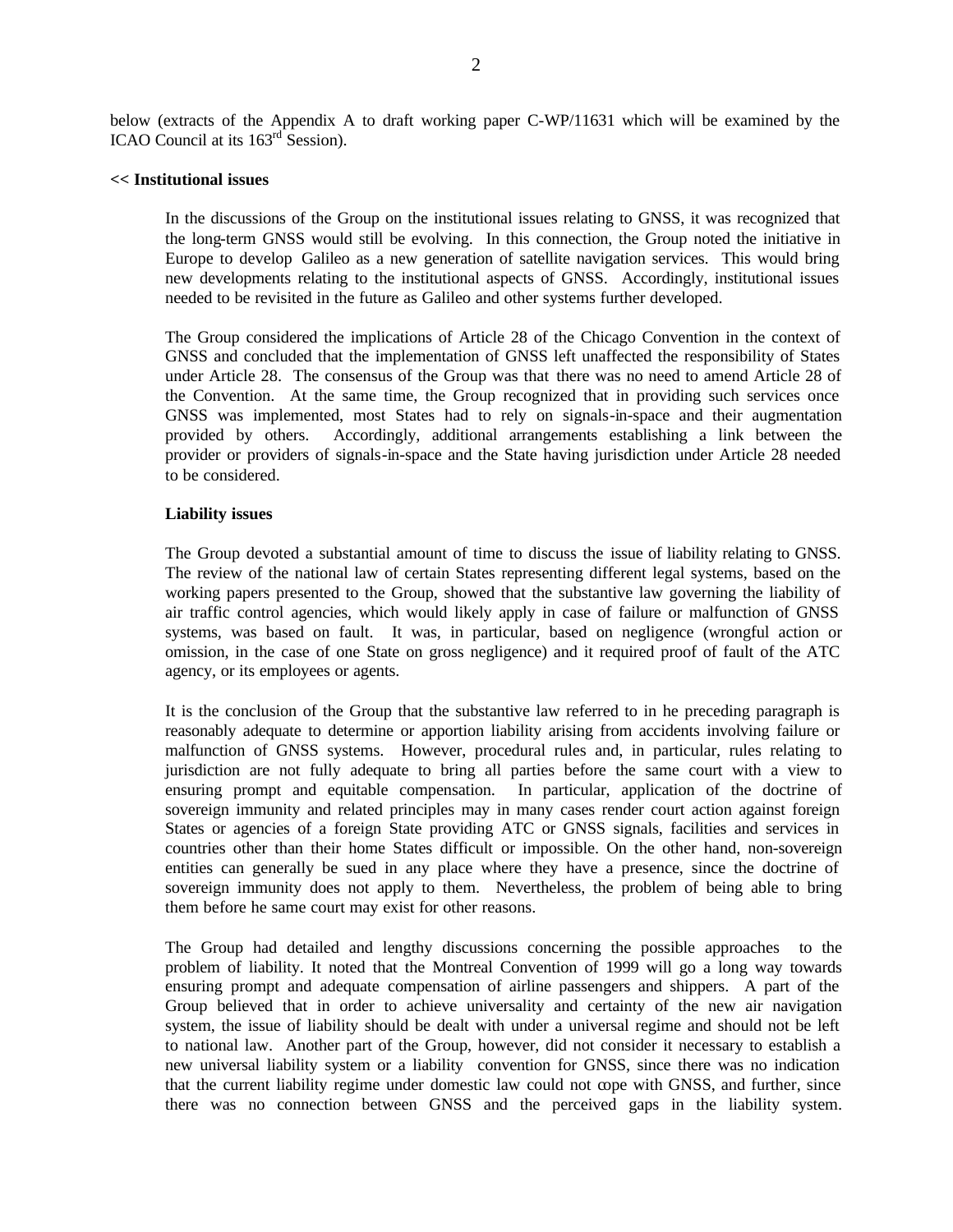below (extracts of the Appendix A to draft working paper C-WP/11631 which will be examined by the ICAO Council at its 163rd Session).

**<< Institutional issues**

In the discussions of the Group on the institutional issues relating to GNSS, it was recognized that the long-term GNSS would still be evolving. In this connection, the Group noted the initiative in Europe to develop Galileo as a new generation of satellite navigation services. This would bring new developments relating to the institutional aspects of GNSS. Accordingly, institutional issues needed to be revisited in the future as Galileo and other systems further developed.

The Group considered the implications of Article 28 of the Chicago Convention in the context of GNSS and concluded that the implementation of GNSS left unaffected the responsibility of States under Article 28. The consensus of the Group was that there was no need to amend Article 28 of the Convention. At the same time, the Group recognized that in providing such services once GNSS was implemented, most States had to rely on signals-in-space and their augmentation provided by others. Accordingly, additional arrangements establishing a link between the provider or providers of signals-in-space and the State having jurisdiction under Article 28 needed to be considered.

**Liability issues**

The Group devoted a substantial amount of time to discuss the issue of liability relating to GNSS. The review of the national law of certain States representing different legal systems, based on the working papers presented to the Group, showed that the substantive law governing the liability of air traffic control agencies, which would likely apply in case of failure or malfunction of GNSS systems, was based on fault. It was, in particular, based on negligence (wrongful action or omission, in the case of one State on gross negligence) and it required proof of fault of the ATC agency, or its employees or agents.

It is the conclusion of the Group that the substantive law referred to in he preceding paragraph is reasonably adequate to determine or apportion liability arising from accidents involving failure or malfunction of GNSS systems. However, procedural rules and, in particular, rules relating to jurisdiction are not fully adequate to bring all parties before the same court with a view to ensuring prompt and equitable compensation. In particular, application of the doctrine of sovereign immunity and related principles may in many cases render court action against foreign States or agencies of a foreign State providing ATC or GNSS signals, facilities and services in countries other than their home States difficult or impossible. On the other hand, non-sovereign entities can generally be sued in any place where they have a presence, since the doctrine of sovereign immunity does not apply to them. Nevertheless, the problem of being able to bring them before he same court may exist for other reasons.

The Group had detailed and lengthy discussions concerning the possible approaches to the problem of liability. It noted that the Montreal Convention of 1999 will go a long way towards ensuring prompt and adequate compensation of airline passengers and shippers. A part of the Group believed that in order to achieve universality and certainty of the new air navigation system, the issue of liability should be dealt with under a universal regime and should not be left to national law. Another part of the Group, however, did not consider it necessary to establish a new universal liability system or a liability convention for GNSS, since there was no indication that the current liability regime under domestic law could not cope with GNSS, and further, since there was no connection between GNSS and the perceived gaps in the liability system.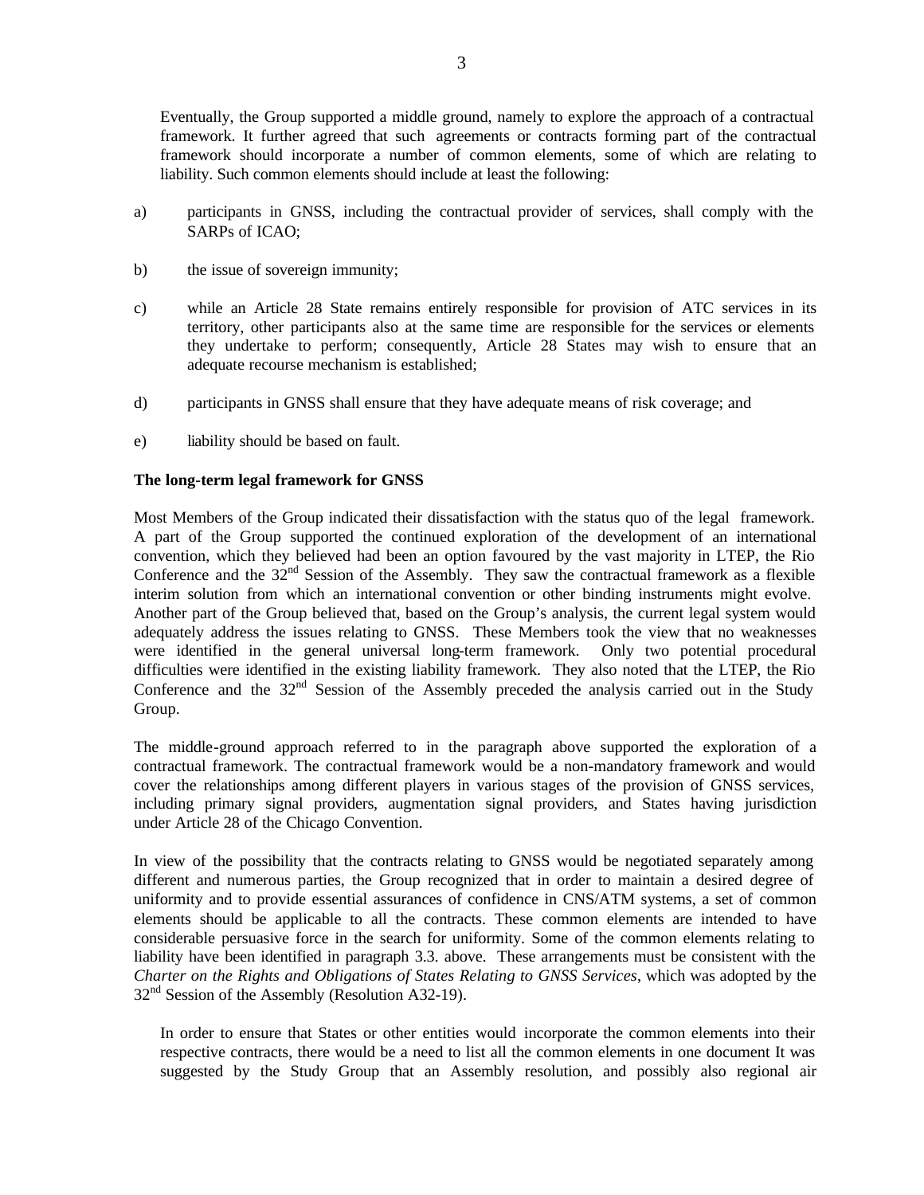Eventually, the Group supported a middle ground, namely to explore the approach of a contractual framework. It further agreed that such agreements or contracts forming part of the contractual framework should incorporate a number of common elements, some of which are relating to liability. Such common elements should include at least the following:

a) participants in GNSS, including the contractual provider of services, shall comply with the SARPs of ICAO;

b) the issue of sovereign immunity;

c) while an Article 28 State remains entirely responsible for provision of ATC services in its territory, other participants also at the same time are responsible for the services or elements they undertake to perform; consequently, Article 28 States may wish to ensure that an adequate recourse mechanism is established;

d) participants in GNSS shall ensure that they have adequate means of risk coverage; and

e) liability should be based on fault.

**The long-term legal framework for GNSS**

Most Members of the Group indicated their dissatisfaction with the status quo of the legal framework. A part of the Group supported the continued exploration of the development of an international convention, which they believed had been an option favoured by the vast majority in LTEP, the Rio Conference and the 32nd Session of the Assembly. They saw the contractual framework as a flexible interim solution from which an international convention or other binding instruments might evolve. Another part of the Group believed that, based on the Group's analysis, the current legal system would adequately address the issues relating to GNSS. These Members took the view that no weaknesses were identified in the general universal long-term framework. Only two potential procedural difficulties were identified in the existing liability framework. They also noted that the LTEP, the Rio Conference and the 32nd Session of the Assembly preceded the analysis carried out in the Study Group.

The middle-ground approach referred to in the paragraph above supported the exploration of a contractual framework. The contractual framework would be a non-mandatory framework and would cover the relationships among different players in various stages of the provision of GNSS services, including primary signal providers, augmentation signal providers, and States having jurisdiction under Article 28 of the Chicago Convention.

In view of the possibility that the contracts relating to GNSS would be negotiated separately among different and numerous parties, the Group recognized that in order to maintain a desired degree of uniformity and to provide essential assurances of confidence in CNS/ATM systems, a set of common elements should be applicable to all the contracts. These common elements are intended to have considerable persuasive force in the search for uniformity. Some of the common elements relating to liability have been identified in paragraph 3.3. above. These arrangements must be consistent with the *Charter on the Rights and Obligations of States Relating to GNSS Services*, which was adopted by the 32nd Session of the Assembly (Resolution A32-19).

In order to ensure that States or other entities would incorporate the common elements into their respective contracts, there would be a need to list all the common elements in one document It was suggested by the Study Group that an Assembly resolution, and possibly also regional air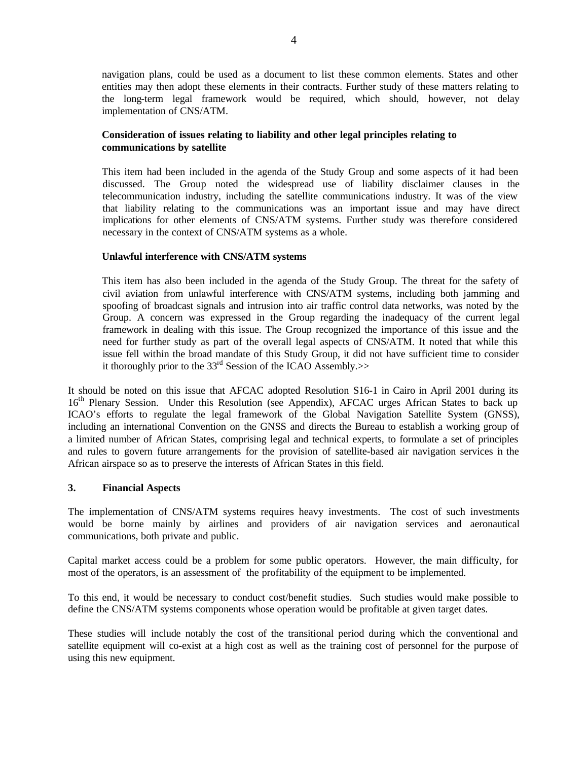navigation plans, could be used as a document to list these common elements. States and other entities may then adopt these elements in their contracts. Further study of these matters relating to the long-term legal framework would be required, which should, however, not delay implementation of CNS/ATM.

**Consideration of issues relating to liability and other legal principles relating to communications by satellite**

This item had been included in the agenda of the Study Group and some aspects of it had been discussed. The Group noted the widespread use of liability disclaimer clauses in the telecommunication industry, including the satellite communications industry. It was of the view that liability relating to the communications was an important issue and may have direct implications for other elements of CNS/ATM systems. Further study was therefore considered necessary in the context of CNS/ATM systems as a whole.

**Unlawful interference with CNS/ATM systems**

This item has also been included in the agenda of the Study Group. The threat for the safety of civil aviation from unlawful interference with CNS/ATM systems, including both jamming and spoofing of broadcast signals and intrusion into air traffic control data networks, was noted by the Group. A concern was expressed in the Group regarding the inadequacy of the current legal framework in dealing with this issue. The Group recognized the importance of this issue and the need for further study as part of the overall legal aspects of CNS/ATM. It noted that while this issue fell within the broad mandate of this Study Group, it did not have sufficient time to consider it thoroughly prior to the 33rd Session of the ICAO Assembly.>>

It should be noted on this issue that AFCAC adopted Resolution S16-1 in Cairo in April 2001 during its 16th Plenary Session. Under this Resolution (see Appendix), AFCAC urges African States to back up ICAO's efforts to regulate the legal framework of the Global Navigation Satellite System (GNSS), including an international Convention on the GNSS and directs the Bureau to establish a working group of a limited number of African States, comprising legal and technical experts, to formulate a set of principles and rules to govern future arrangements for the provision of satellite-based air navigation services in the African airspace so as to preserve the interests of African States in this field.

### 3. Financial Aspects

The implementation of CNS/ATM systems requires heavy investments. The cost of such investments would be borne mainly by airlines and providers of air navigation services and aeronautical communications, both private and public.

Capital market access could be a problem for some public operators. However, the main difficulty, for most of the operators, is an assessment of the profitability of the equipment to be implemented.

To this end, it would be necessary to conduct cost/benefit studies. Such studies would make possible to define the CNS/ATM systems components whose operation would be profitable at given target dates.

These studies will include notably the cost of the transitional period during which the conventional and satellite equipment will co-exist at a high cost as well as the training cost of personnel for the purpose of using this new equipment.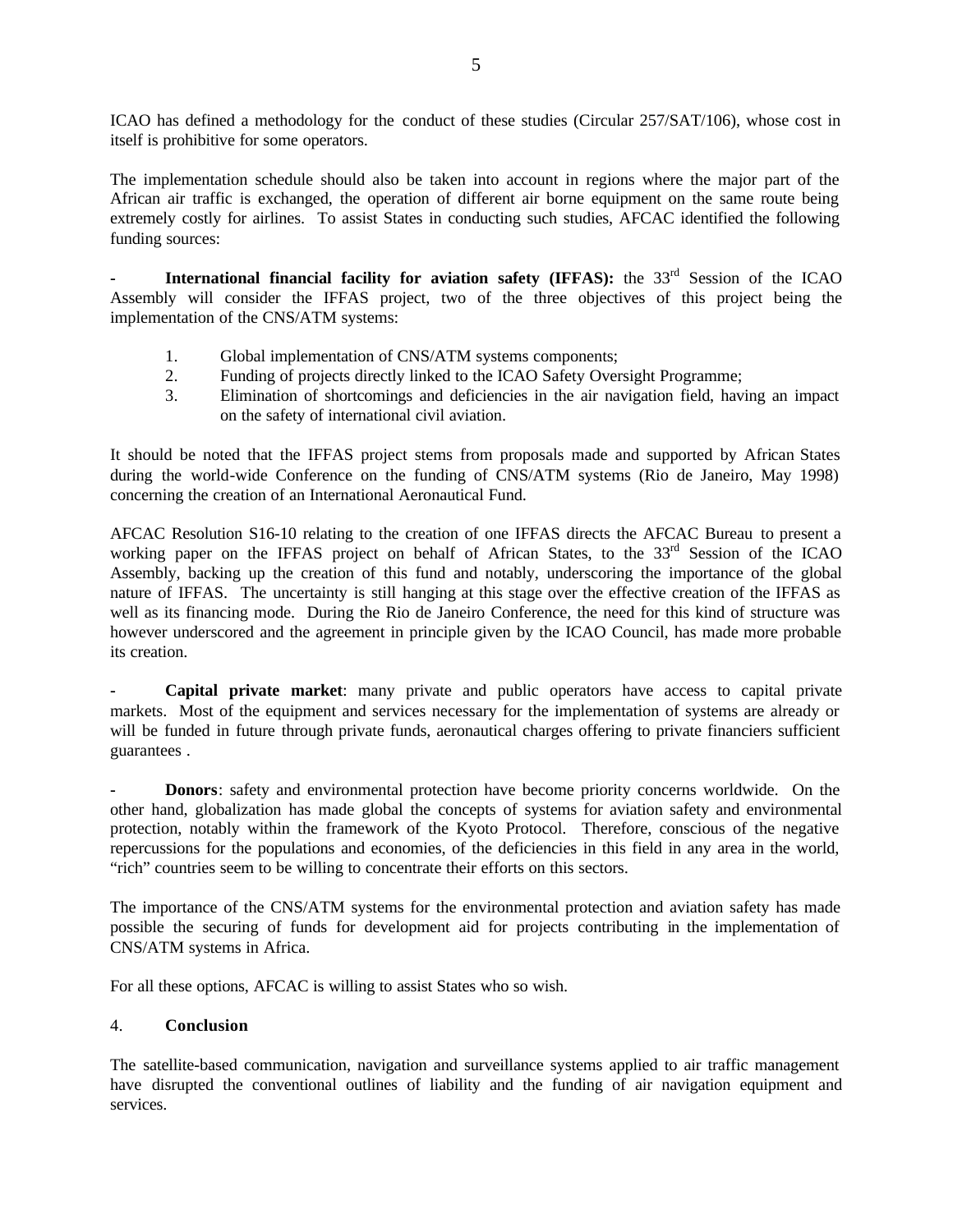ICAO has defined a methodology for the conduct of these studies (Circular 257/SAT/106), whose cost in itself is prohibitive for some operators.

The implementation schedule should also be taken into account in regions where the major part of the African air traffic is exchanged, the operation of different air borne equipment on the same route being extremely costly for airlines. To assist States in conducting such studies, AFCAC identified the following funding sources:

- **International financial facility for aviation safety (IFFAS):** the 33rd Session of the ICAO Assembly will consider the IFFAS project, two of the three objectives of this project being the implementation of the CNS/ATM systems:

  1. Global implementation of CNS/ATM systems components;
  2. Funding of projects directly linked to the ICAO Safety Oversight Programme;
  3. Elimination of shortcomings and deficiencies in the air navigation field, having an impact on the safety of international civil aviation.

It should be noted that the IFFAS project stems from proposals made and supported by African States during the world-wide Conference on the funding of CNS/ATM systems (Rio de Janeiro, May 1998) concerning the creation of an International Aeronautical Fund.

AFCAC Resolution S16-10 relating to the creation of one IFFAS directs the AFCAC Bureau to present a working paper on the IFFAS project on behalf of African States, to the 33rd Session of the ICAO Assembly, backing up the creation of this fund and notably, underscoring the importance of the global nature of IFFAS. The uncertainty is still hanging at this stage over the effective creation of the IFFAS as well as its financing mode. During the Rio de Janeiro Conference, the need for this kind of structure was however underscored and the agreement in principle given by the ICAO Council, has made more probable its creation.

- **Capital private market**: many private and public operators have access to capital private markets. Most of the equipment and services necessary for the implementation of systems are already or will be funded in future through private funds, aeronautical charges offering to private financiers sufficient guarantees .

- **Donors**: safety and environmental protection have become priority concerns worldwide. On the other hand, globalization has made global the concepts of systems for aviation safety and environmental protection, notably within the framework of the Kyoto Protocol. Therefore, conscious of the negative repercussions for the populations and economies, of the deficiencies in this field in any area in the world, "rich" countries seem to be willing to concentrate their efforts on this sectors.

The importance of the CNS/ATM systems for the environmental protection and aviation safety has made possible the securing of funds for development aid for projects contributing in the implementation of CNS/ATM systems in Africa.

For all these options, AFCAC is willing to assist States who so wish.

## 4. Conclusion

The satellite-based communication, navigation and surveillance systems applied to air traffic management have disrupted the conventional outlines of liability and the funding of air navigation equipment and services.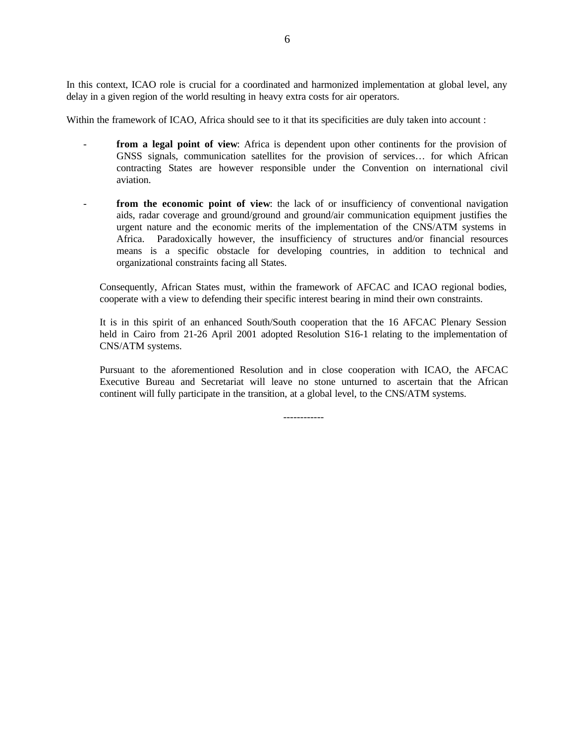In this context, ICAO role is crucial for a coordinated and harmonized implementation at global level, any delay in a given region of the world resulting in heavy extra costs for air operators.

Within the framework of ICAO, Africa should see to it that its specificities are duly taken into account :

- **from a legal point of view**: Africa is dependent upon other continents for the provision of GNSS signals, communication satellites for the provision of services… for which African contracting States are however responsible under the Convention on international civil aviation.

- **from the economic point of view**: the lack of or insufficiency of conventional navigation aids, radar coverage and ground/ground and ground/air communication equipment justifies the urgent nature and the economic merits of the implementation of the CNS/ATM systems in Africa. Paradoxically however, the insufficiency of structures and/or financial resources means is a specific obstacle for developing countries, in addition to technical and organizational constraints facing all States.

Consequently, African States must, within the framework of AFCAC and ICAO regional bodies, cooperate with a view to defending their specific interest bearing in mind their own constraints.

It is in this spirit of an enhanced South/South cooperation that the 16 AFCAC Plenary Session held in Cairo from 21-26 April 2001 adopted Resolution S16-1 relating to the implementation of CNS/ATM systems.

Pursuant to the aforementioned Resolution and in close cooperation with ICAO, the AFCAC Executive Bureau and Secretariat will leave no stone unturned to ascertain that the African continent will fully participate in the transition, at a global level, to the CNS/ATM systems.

------------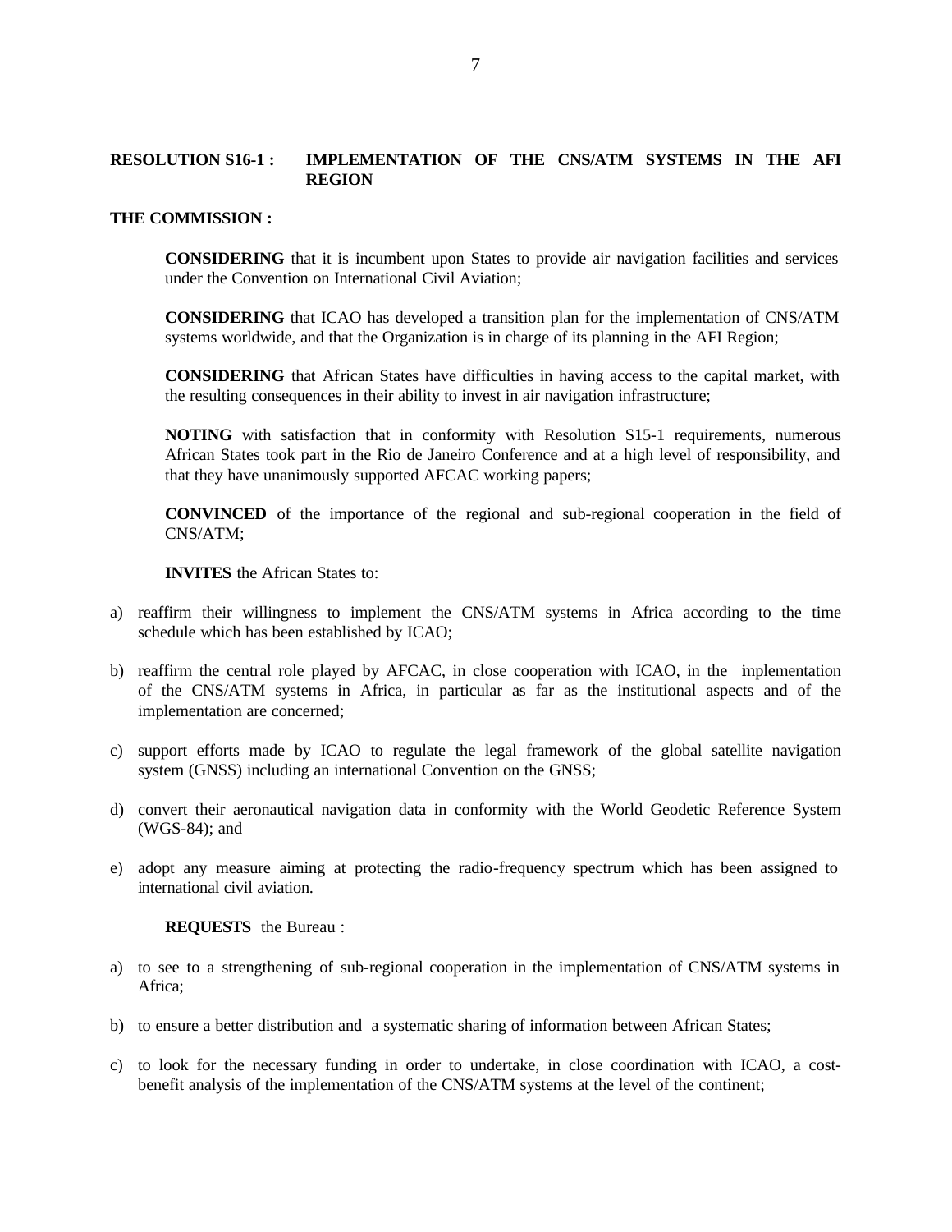**RESOLUTION S16-1 : IMPLEMENTATION OF THE CNS/ATM SYSTEMS IN THE AFI REGION**

**THE COMMISSION :**

**CONSIDERING** that it is incumbent upon States to provide air navigation facilities and services under the Convention on International Civil Aviation;

**CONSIDERING** that ICAO has developed a transition plan for the implementation of CNS/ATM systems worldwide, and that the Organization is in charge of its planning in the AFI Region;

**CONSIDERING** that African States have difficulties in having access to the capital market, with the resulting consequences in their ability to invest in air navigation infrastructure;

**NOTING** with satisfaction that in conformity with Resolution S15-1 requirements, numerous African States took part in the Rio de Janeiro Conference and at a high level of responsibility, and that they have unanimously supported AFCAC working papers;

**CONVINCED** of the importance of the regional and sub-regional cooperation in the field of CNS/ATM;

**INVITES** the African States to:

a) reaffirm their willingness to implement the CNS/ATM systems in Africa according to the time schedule which has been established by ICAO;

b) reaffirm the central role played by AFCAC, in close cooperation with ICAO, in the implementation of the CNS/ATM systems in Africa, in particular as far as the institutional aspects and of the implementation are concerned;

c) support efforts made by ICAO to regulate the legal framework of the global satellite navigation system (GNSS) including an international Convention on the GNSS;

d) convert their aeronautical navigation data in conformity with the World Geodetic Reference System (WGS-84); and

e) adopt any measure aiming at protecting the radio-frequency spectrum which has been assigned to international civil aviation.

**REQUESTS** the Bureau :

a) to see to a strengthening of sub-regional cooperation in the implementation of CNS/ATM systems in Africa;

b) to ensure a better distribution and a systematic sharing of information between African States;

c) to look for the necessary funding in order to undertake, in close coordination with ICAO, a cost-benefit analysis of the implementation of the CNS/ATM systems at the level of the continent;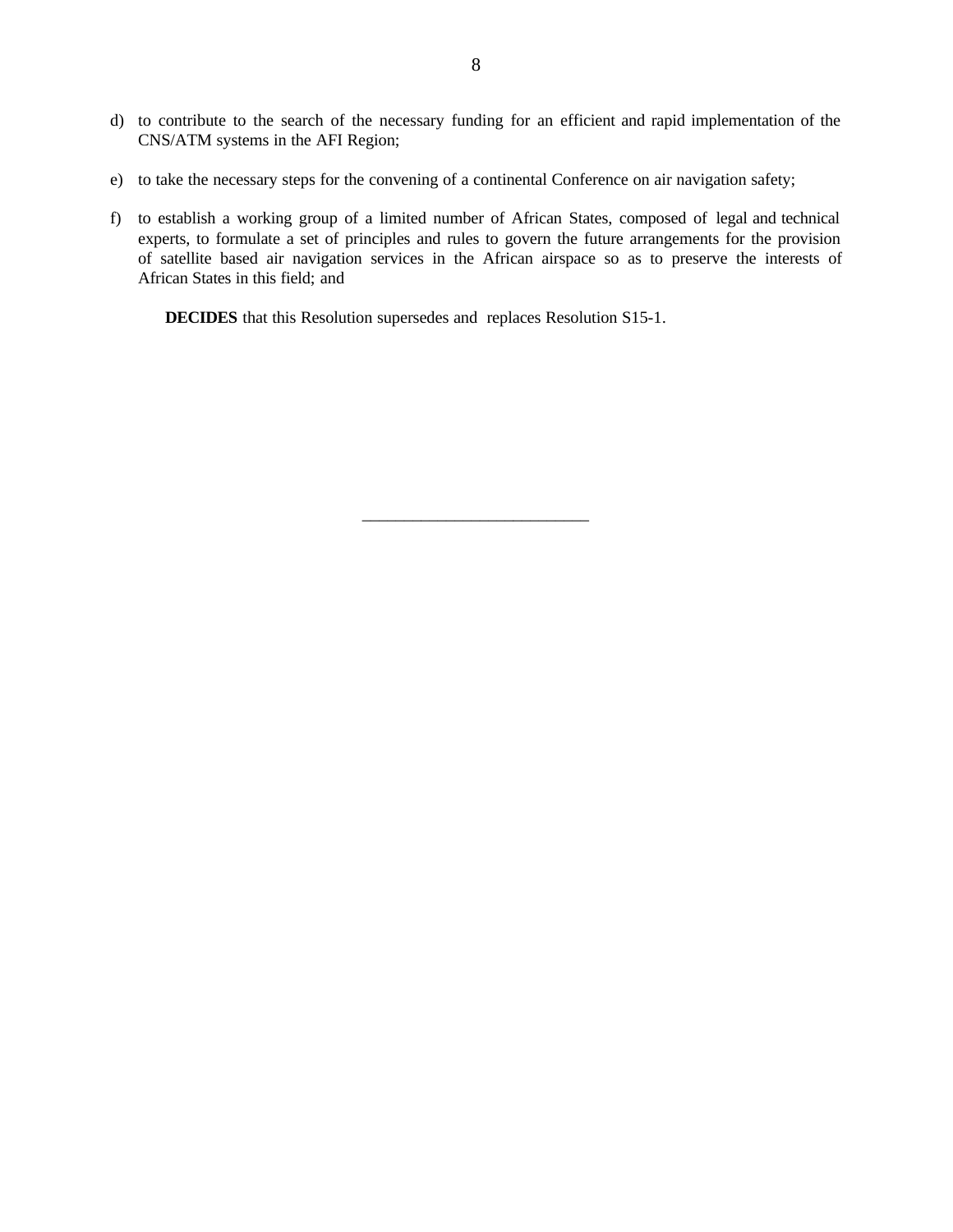d) to contribute to the search of the necessary funding for an efficient and rapid implementation of the CNS/ATM systems in the AFI Region;

e) to take the necessary steps for the convening of a continental Conference on air navigation safety;

f) to establish a working group of a limited number of African States, composed of legal and technical experts, to formulate a set of principles and rules to govern the future arrangements for the provision of satellite based air navigation services in the African airspace so as to preserve the interests of African States in this field; and

**DECIDES** that this Resolution supersedes and replaces Resolution S15-1.

---